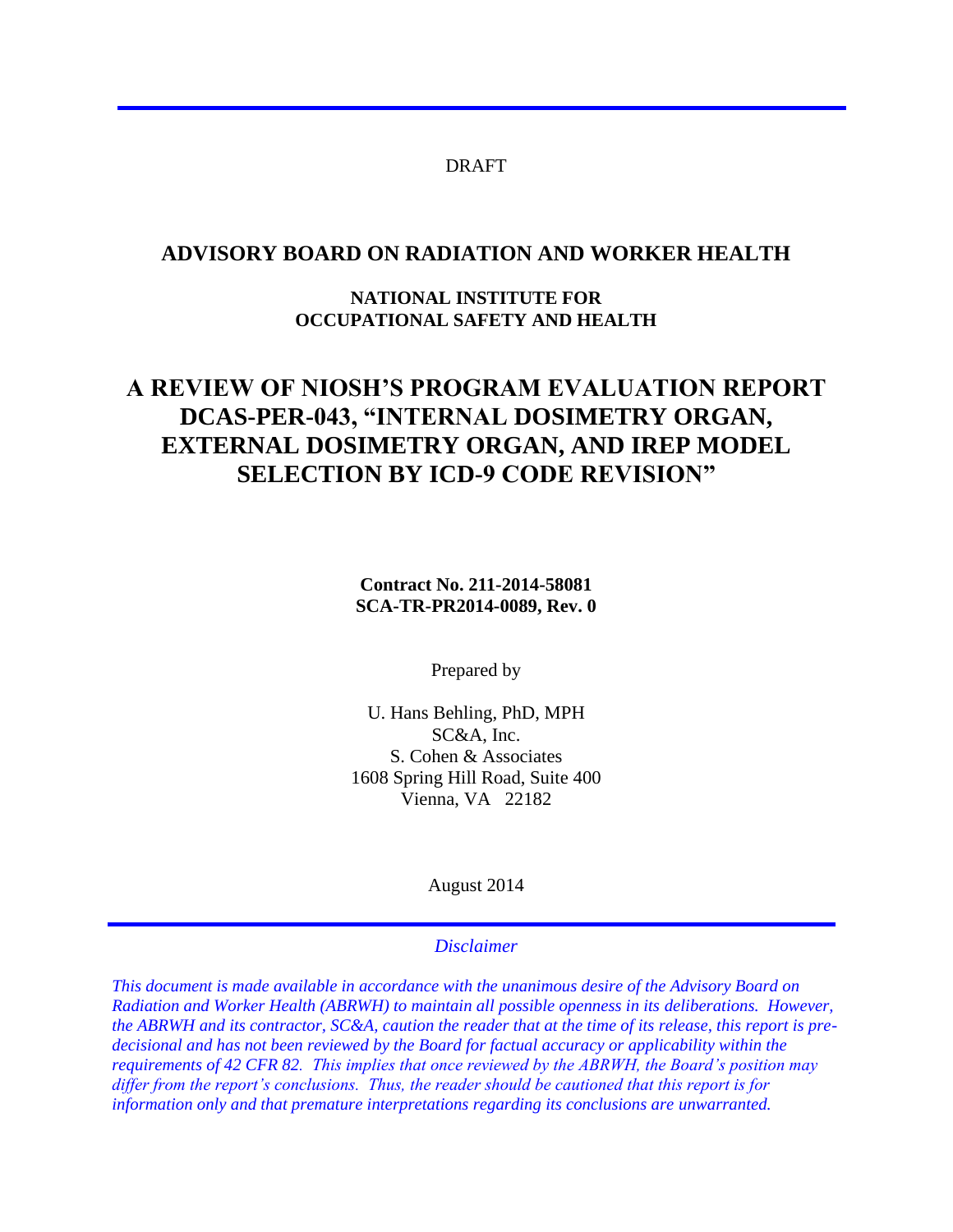DRAFT

# ADVISORY BOARD ON RADIATION AND WORKER HEALTH

## NATIONAL INSTITUTE FOR OCCUPATIONAL SAFETY AND HEALTH

# A REVIEW OF NIOSH'S PROGRAM EVALUATION REPORT DCAS-PER-043, "INTERNAL DOSIMETRY ORGAN, EXTERNAL DOSIMETRY ORGAN, AND IREP MODEL SELECTION BY ICD-9 CODE REVISION"

**Contract No. 211-2014-58081**
**SCA-TR-PR2014-0089, Rev. 0**

Prepared by

U. Hans Behling, PhD, MPH
SC&A, Inc.
S. Cohen & Associates
1608 Spring Hill Road, Suite 400
Vienna, VA 22182

August 2014

*Disclaimer*

*This document is made available in accordance with the unanimous desire of the Advisory Board on Radiation and Worker Health (ABRWH) to maintain all possible openness in its deliberations. However, the ABRWH and its contractor, SC&A, caution the reader that at the time of its release, this report is pre-decisional and has not been reviewed by the Board for factual accuracy or applicability within the requirements of 42 CFR 82. This implies that once reviewed by the ABRWH, the Board's position may differ from the report's conclusions. Thus, the reader should be cautioned that this report is for information only and that premature interpretations regarding its conclusions are unwarranted.*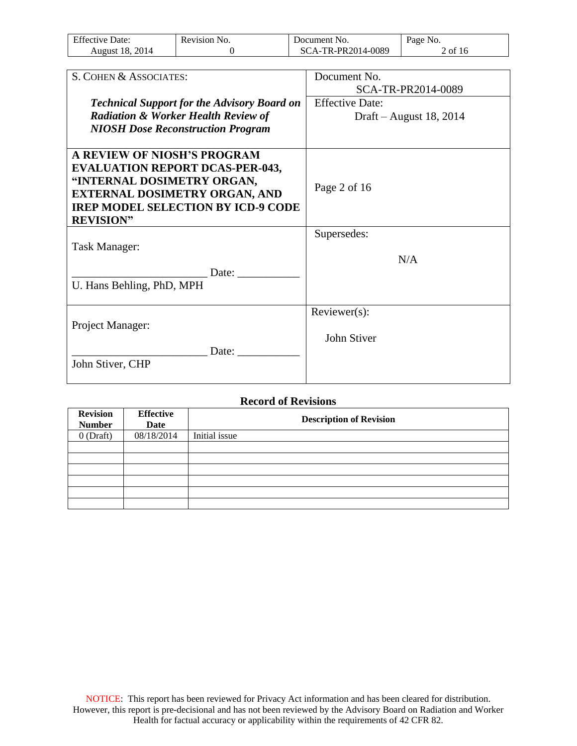| S. COHEN & ASSOCIATES: | Document No. SCA-TR-PR2014-0089 |
|---|---|
| ***Technical Support for the Advisory Board on Radiation & Worker Health Review of NIOSH Dose Reconstruction Program*** | Effective Date: Draft – August 18, 2014 |
| **A REVIEW OF NIOSH'S PROGRAM EVALUATION REPORT DCAS-PER-043, "INTERNAL DOSIMETRY ORGAN, EXTERNAL DOSIMETRY ORGAN, AND IREP MODEL SELECTION BY ICD-9 CODE REVISION"** | Page 2 of 16 |
| Task Manager: ________________________ Date: ___________ U. Hans Behling, PhD, MPH | Supersedes: N/A |
| Project Manager: ________________________ Date: ___________ John Stiver, CHP | Reviewer(s): John Stiver |

**Record of Revisions**

| Revision Number | Effective Date | Description of Revision |
|---|---|---|
| 0 (Draft) | 08/18/2014 | Initial issue |
| | | |
| | | |
| | | |
| | | |
| | | |
| | | |

NOTICE: This report has been reviewed for Privacy Act information and has been cleared for distribution. However, this report is pre-decisional and has not been reviewed by the Advisory Board on Radiation and Worker Health for factual accuracy or applicability within the requirements of 42 CFR 82.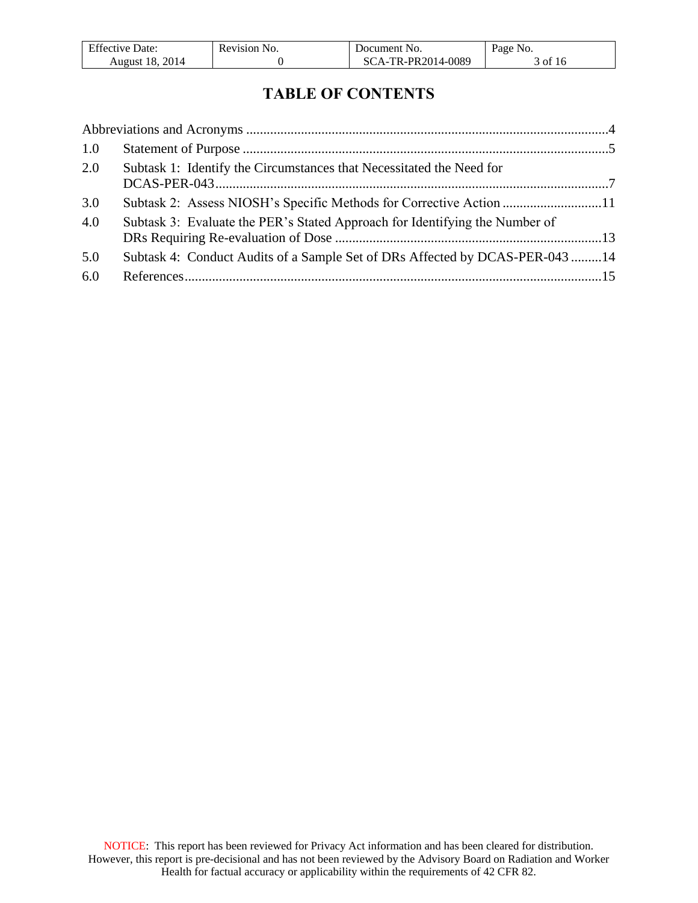# TABLE OF CONTENTS

Abbreviations and Acronyms ..........................................................................................................4

1.0 Statement of Purpose ..........................................................................................................5

2.0 Subtask 1: Identify the Circumstances that Necessitated the Need for DCAS-PER-043..................................................................................................................7

3.0 Subtask 2: Assess NIOSH's Specific Methods for Corrective Action .............................11

4.0 Subtask 3: Evaluate the PER's Stated Approach for Identifying the Number of DRs Requiring Re-evaluation of Dose ..............................................................................13

5.0 Subtask 4: Conduct Audits of a Sample Set of DRs Affected by DCAS-PER-043 .........14

6.0 References.........................................................................................................................15

NOTICE: This report has been reviewed for Privacy Act information and has been cleared for distribution. However, this report is pre-decisional and has not been reviewed by the Advisory Board on Radiation and Worker Health for factual accuracy or applicability within the requirements of 42 CFR 82.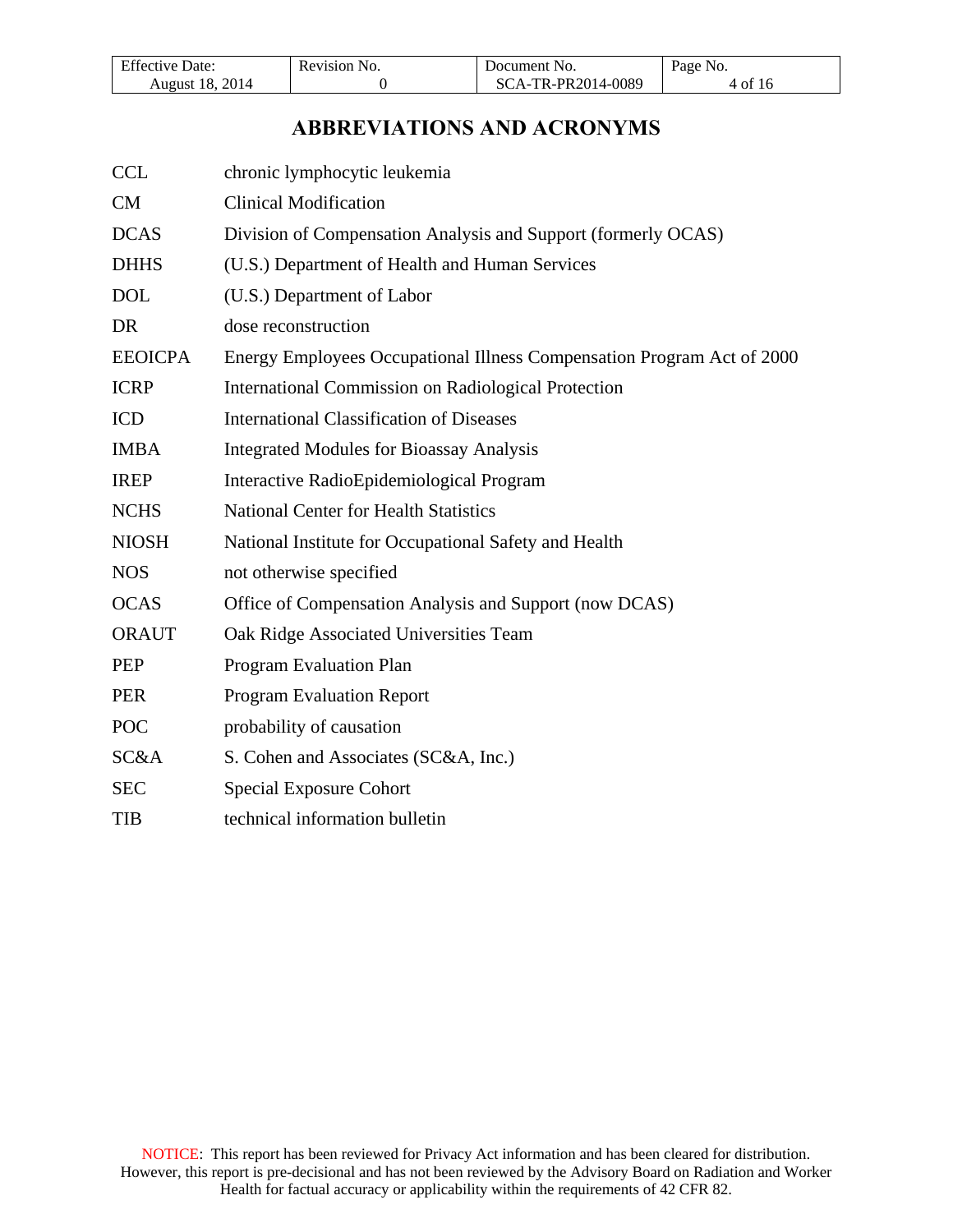# ABBREVIATIONS AND ACRONYMS

| | |
|---|---|
| CCL | chronic lymphocytic leukemia |
| CM | Clinical Modification |
| DCAS | Division of Compensation Analysis and Support (formerly OCAS) |
| DHHS | (U.S.) Department of Health and Human Services |
| DOL | (U.S.) Department of Labor |
| DR | dose reconstruction |
| EEOICPA | Energy Employees Occupational Illness Compensation Program Act of 2000 |
| ICRP | International Commission on Radiological Protection |
| ICD | International Classification of Diseases |
| IMBA | Integrated Modules for Bioassay Analysis |
| IREP | Interactive RadioEpidemiological Program |
| NCHS | National Center for Health Statistics |
| NIOSH | National Institute for Occupational Safety and Health |
| NOS | not otherwise specified |
| OCAS | Office of Compensation Analysis and Support (now DCAS) |
| ORAUT | Oak Ridge Associated Universities Team |
| PEP | Program Evaluation Plan |
| PER | Program Evaluation Report |
| POC | probability of causation |
| SC&A | S. Cohen and Associates (SC&A, Inc.) |
| SEC | Special Exposure Cohort |
| TIB | technical information bulletin |

NOTICE: This report has been reviewed for Privacy Act information and has been cleared for distribution. However, this report is pre-decisional and has not been reviewed by the Advisory Board on Radiation and Worker Health for factual accuracy or applicability within the requirements of 42 CFR 82.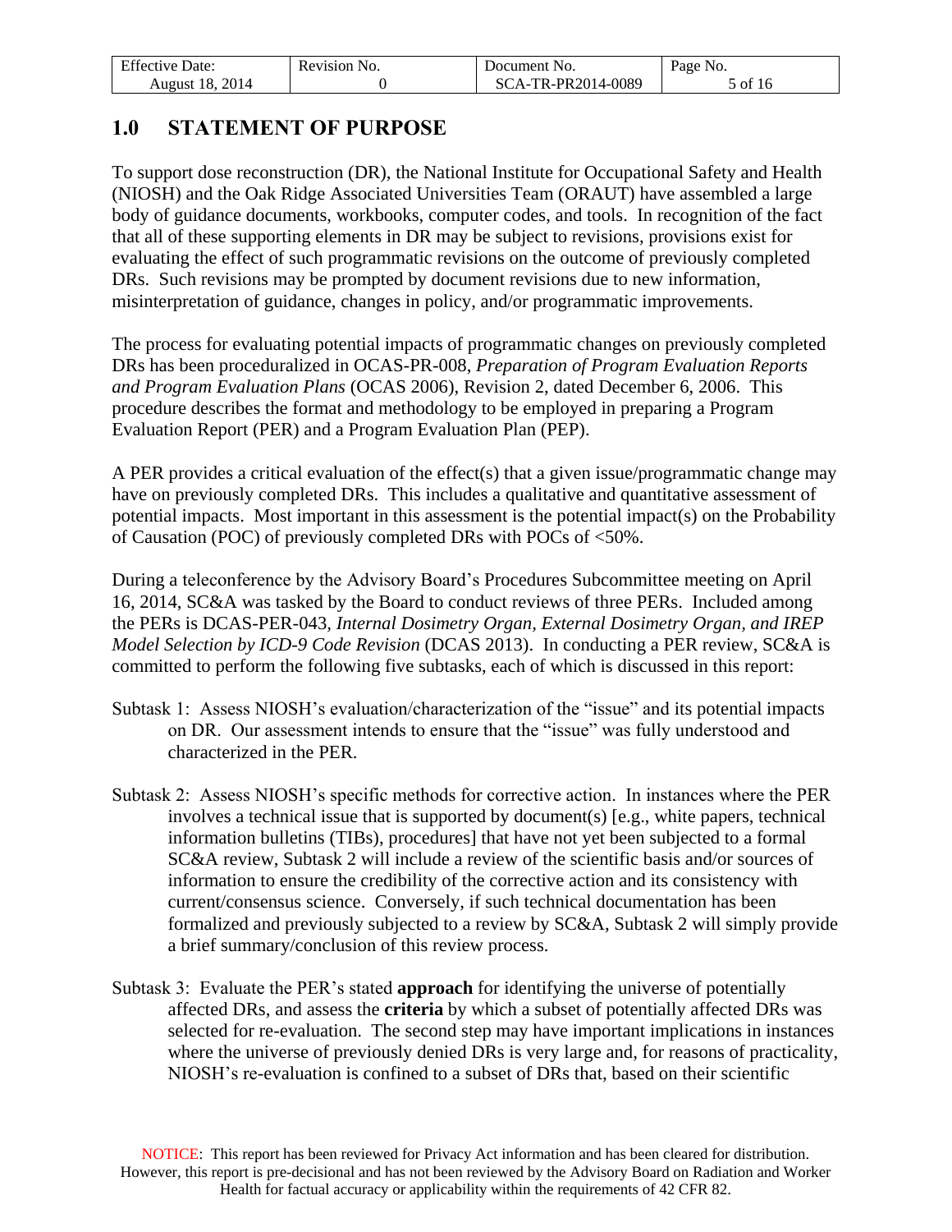## 1.0 STATEMENT OF PURPOSE

To support dose reconstruction (DR), the National Institute for Occupational Safety and Health (NIOSH) and the Oak Ridge Associated Universities Team (ORAUT) have assembled a large body of guidance documents, workbooks, computer codes, and tools. In recognition of the fact that all of these supporting elements in DR may be subject to revisions, provisions exist for evaluating the effect of such programmatic revisions on the outcome of previously completed DRs. Such revisions may be prompted by document revisions due to new information, misinterpretation of guidance, changes in policy, and/or programmatic improvements.

The process for evaluating potential impacts of programmatic changes on previously completed DRs has been proceduralized in OCAS-PR-008, *Preparation of Program Evaluation Reports and Program Evaluation Plans* (OCAS 2006), Revision 2, dated December 6, 2006. This procedure describes the format and methodology to be employed in preparing a Program Evaluation Report (PER) and a Program Evaluation Plan (PEP).

A PER provides a critical evaluation of the effect(s) that a given issue/programmatic change may have on previously completed DRs. This includes a qualitative and quantitative assessment of potential impacts. Most important in this assessment is the potential impact(s) on the Probability of Causation (POC) of previously completed DRs with POCs of <50%.

During a teleconference by the Advisory Board's Procedures Subcommittee meeting on April 16, 2014, SC&A was tasked by the Board to conduct reviews of three PERs. Included among the PERs is DCAS-PER-043, *Internal Dosimetry Organ, External Dosimetry Organ, and IREP Model Selection by ICD-9 Code Revision* (DCAS 2013). In conducting a PER review, SC&A is committed to perform the following five subtasks, each of which is discussed in this report:

Subtask 1: Assess NIOSH's evaluation/characterization of the "issue" and its potential impacts on DR. Our assessment intends to ensure that the "issue" was fully understood and characterized in the PER.

Subtask 2: Assess NIOSH's specific methods for corrective action. In instances where the PER involves a technical issue that is supported by document(s) [e.g., white papers, technical information bulletins (TIBs), procedures] that have not yet been subjected to a formal SC&A review, Subtask 2 will include a review of the scientific basis and/or sources of information to ensure the credibility of the corrective action and its consistency with current/consensus science. Conversely, if such technical documentation has been formalized and previously subjected to a review by SC&A, Subtask 2 will simply provide a brief summary/conclusion of this review process.

Subtask 3: Evaluate the PER's stated **approach** for identifying the universe of potentially affected DRs, and assess the **criteria** by which a subset of potentially affected DRs was selected for re-evaluation. The second step may have important implications in instances where the universe of previously denied DRs is very large and, for reasons of practicality, NIOSH's re-evaluation is confined to a subset of DRs that, based on their scientific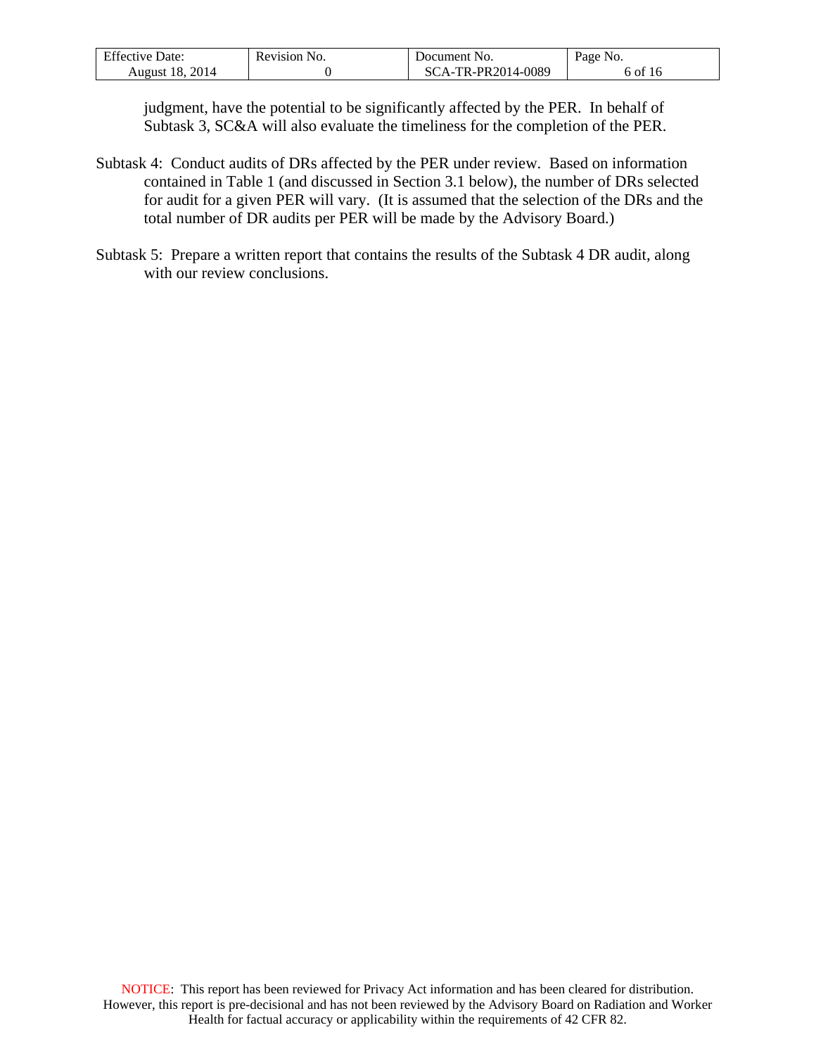judgment, have the potential to be significantly affected by the PER. In behalf of Subtask 3, SC&A will also evaluate the timeliness for the completion of the PER.

Subtask 4: Conduct audits of DRs affected by the PER under review. Based on information contained in Table 1 (and discussed in Section 3.1 below), the number of DRs selected for audit for a given PER will vary. (It is assumed that the selection of the DRs and the total number of DR audits per PER will be made by the Advisory Board.)

Subtask 5: Prepare a written report that contains the results of the Subtask 4 DR audit, along with our review conclusions.

NOTICE: This report has been reviewed for Privacy Act information and has been cleared for distribution. However, this report is pre-decisional and has not been reviewed by the Advisory Board on Radiation and Worker Health for factual accuracy or applicability within the requirements of 42 CFR 82.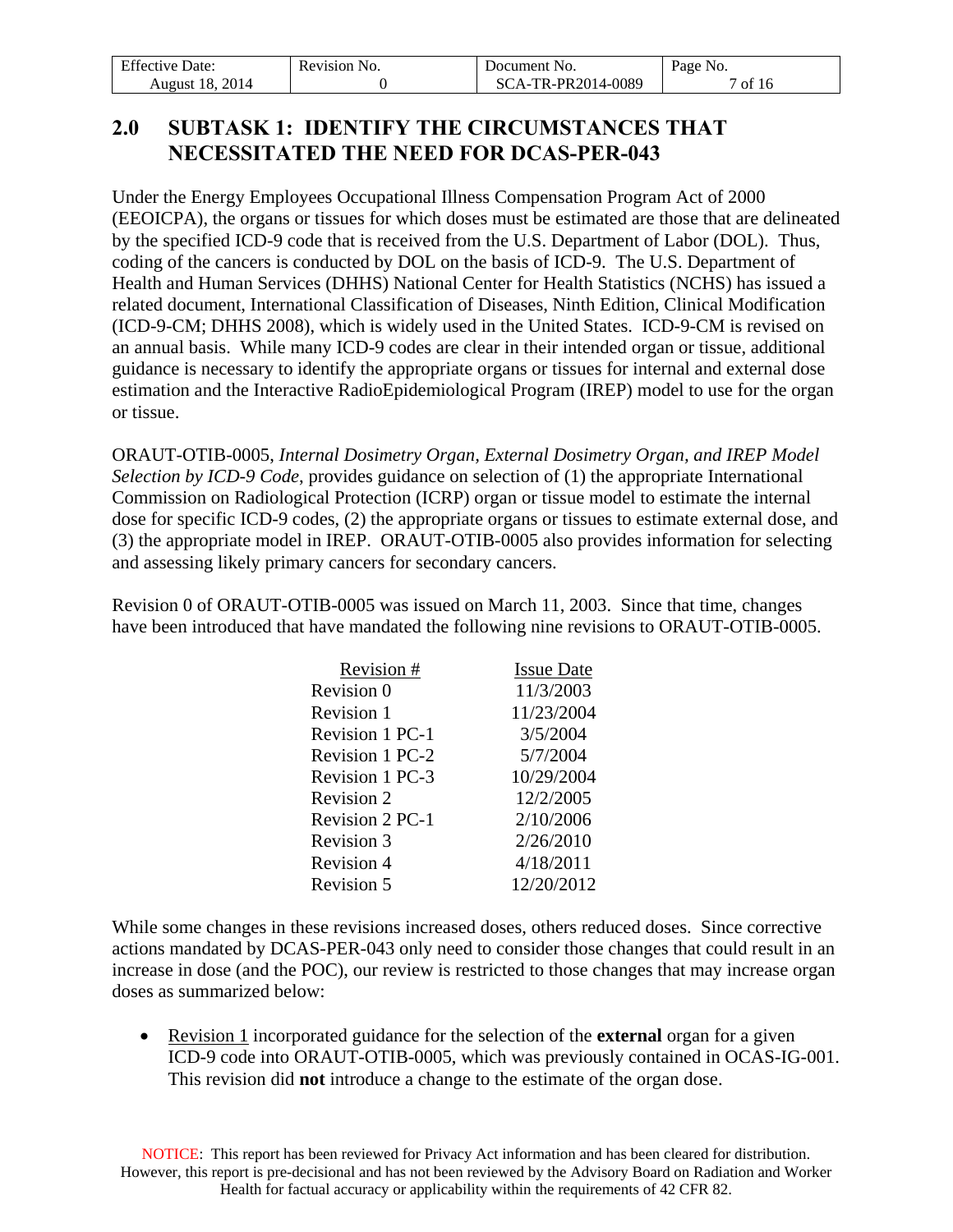## 2.0 SUBTASK 1: IDENTIFY THE CIRCUMSTANCES THAT NECESSITATED THE NEED FOR DCAS-PER-043

Under the Energy Employees Occupational Illness Compensation Program Act of 2000 (EEOICPA), the organs or tissues for which doses must be estimated are those that are delineated by the specified ICD-9 code that is received from the U.S. Department of Labor (DOL). Thus, coding of the cancers is conducted by DOL on the basis of ICD-9. The U.S. Department of Health and Human Services (DHHS) National Center for Health Statistics (NCHS) has issued a related document, International Classification of Diseases, Ninth Edition, Clinical Modification (ICD-9-CM; DHHS 2008), which is widely used in the United States. ICD-9-CM is revised on an annual basis. While many ICD-9 codes are clear in their intended organ or tissue, additional guidance is necessary to identify the appropriate organs or tissues for internal and external dose estimation and the Interactive RadioEpidemiological Program (IREP) model to use for the organ or tissue.

ORAUT-OTIB-0005, *Internal Dosimetry Organ, External Dosimetry Organ, and IREP Model Selection by ICD-9 Code*, provides guidance on selection of (1) the appropriate International Commission on Radiological Protection (ICRP) organ or tissue model to estimate the internal dose for specific ICD-9 codes, (2) the appropriate organs or tissues to estimate external dose, and (3) the appropriate model in IREP. ORAUT-OTIB-0005 also provides information for selecting and assessing likely primary cancers for secondary cancers.

Revision 0 of ORAUT-OTIB-0005 was issued on March 11, 2003. Since that time, changes have been introduced that have mandated the following nine revisions to ORAUT-OTIB-0005.

| Revision # | Issue Date |
|---|---|
| Revision 0 | 11/3/2003 |
| Revision 1 | 11/23/2004 |
| Revision 1 PC-1 | 3/5/2004 |
| Revision 1 PC-2 | 5/7/2004 |
| Revision 1 PC-3 | 10/29/2004 |
| Revision 2 | 12/2/2005 |
| Revision 2 PC-1 | 2/10/2006 |
| Revision 3 | 2/26/2010 |
| Revision 4 | 4/18/2011 |
| Revision 5 | 12/20/2012 |

While some changes in these revisions increased doses, others reduced doses. Since corrective actions mandated by DCAS-PER-043 only need to consider those changes that could result in an increase in dose (and the POC), our review is restricted to those changes that may increase organ doses as summarized below:

- Revision 1 incorporated guidance for the selection of the **external** organ for a given ICD-9 code into ORAUT-OTIB-0005, which was previously contained in OCAS-IG-001. This revision did **not** introduce a change to the estimate of the organ dose.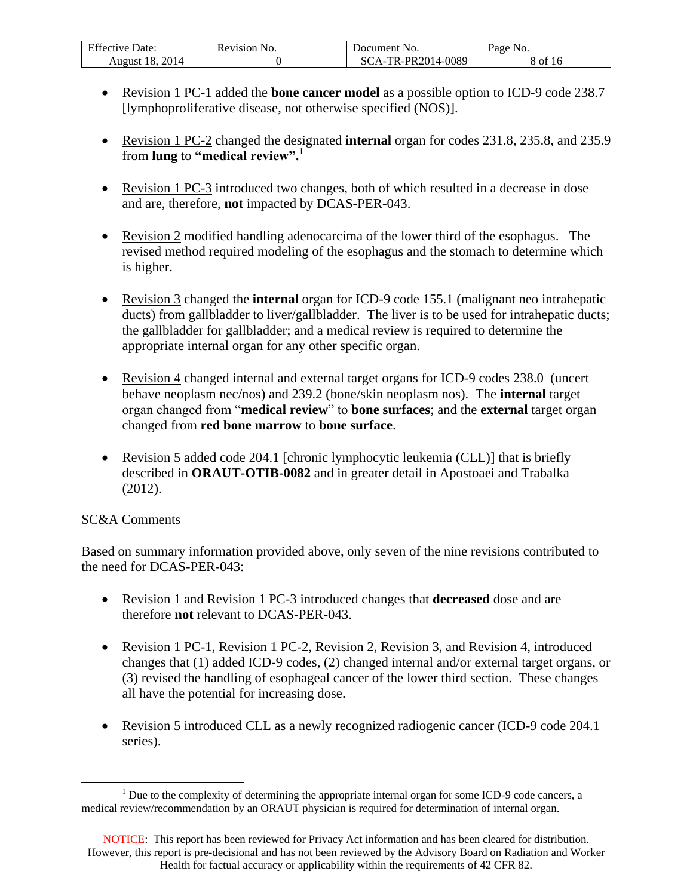- Revision 1 PC-1 added the **bone cancer model** as a possible option to ICD-9 code 238.7 [lymphoproliferative disease, not otherwise specified (NOS)].

- Revision 1 PC-2 changed the designated **internal** organ for codes 231.8, 235.8, and 235.9 from **lung** to **"medical review".**[1]

- Revision 1 PC-3 introduced two changes, both of which resulted in a decrease in dose and are, therefore, **not** impacted by DCAS-PER-043.

- Revision 2 modified handling adenocarcima of the lower third of the esophagus. The revised method required modeling of the esophagus and the stomach to determine which is higher.

- Revision 3 changed the **internal** organ for ICD-9 code 155.1 (malignant neo intrahepatic ducts) from gallbladder to liver/gallbladder. The liver is to be used for intrahepatic ducts; the gallbladder for gallbladder; and a medical review is required to determine the appropriate internal organ for any other specific organ.

- Revision 4 changed internal and external target organs for ICD-9 codes 238.0 (uncert behave neoplasm nec/nos) and 239.2 (bone/skin neoplasm nos). The **internal** target organ changed from "**medical review**" to **bone surfaces**; and the **external** target organ changed from **red bone marrow** to **bone surface**.

- Revision 5 added code 204.1 [chronic lymphocytic leukemia (CLL)] that is briefly described in **ORAUT-OTIB-0082** and in greater detail in Apostoaei and Trabalka (2012).

SC&A Comments

Based on summary information provided above, only seven of the nine revisions contributed to the need for DCAS-PER-043:

- Revision 1 and Revision 1 PC-3 introduced changes that **decreased** dose and are therefore **not** relevant to DCAS-PER-043.

- Revision 1 PC-1, Revision 1 PC-2, Revision 2, Revision 3, and Revision 4, introduced changes that (1) added ICD-9 codes, (2) changed internal and/or external target organs, or (3) revised the handling of esophageal cancer of the lower third section. These changes all have the potential for increasing dose.

- Revision 5 introduced CLL as a newly recognized radiogenic cancer (ICD-9 code 204.1 series).

[1] Due to the complexity of determining the appropriate internal organ for some ICD-9 code cancers, a medical review/recommendation by an ORAUT physician is required for determination of internal organ.

NOTICE: This report has been reviewed for Privacy Act information and has been cleared for distribution. However, this report is pre-decisional and has not been reviewed by the Advisory Board on Radiation and Worker Health for factual accuracy or applicability within the requirements of 42 CFR 82.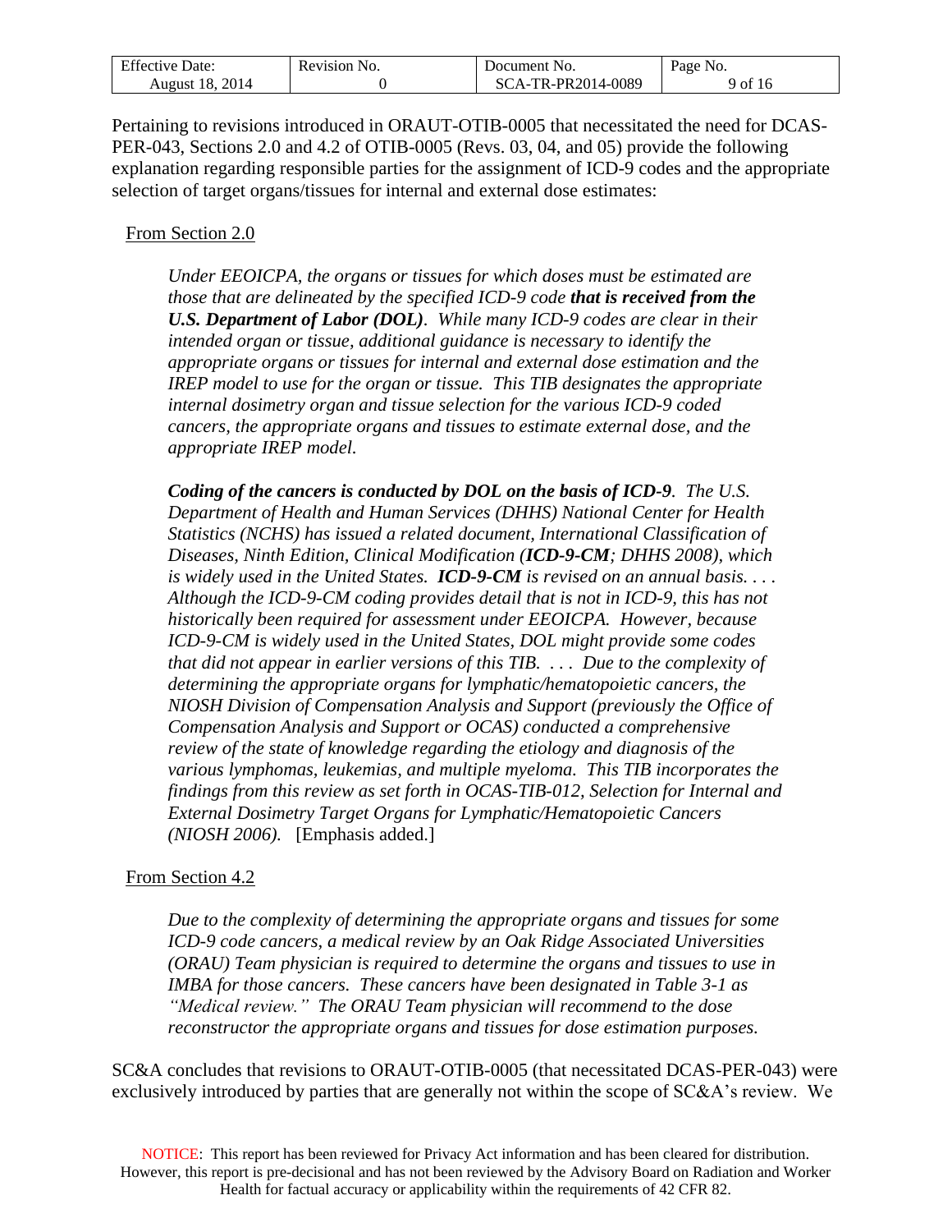Pertaining to revisions introduced in ORAUT-OTIB-0005 that necessitated the need for DCAS-PER-043, Sections 2.0 and 4.2 of OTIB-0005 (Revs. 03, 04, and 05) provide the following explanation regarding responsible parties for the assignment of ICD-9 codes and the appropriate selection of target organs/tissues for internal and external dose estimates:

<u>From Section 2.0</u>

> *Under EEOICPA, the organs or tissues for which doses must be estimated are those that are delineated by the specified ICD-9 code* ***that is received from the U.S. Department of Labor (DOL)****. While many ICD-9 codes are clear in their intended organ or tissue, additional guidance is necessary to identify the appropriate organs or tissues for internal and external dose estimation and the IREP model to use for the organ or tissue. This TIB designates the appropriate internal dosimetry organ and tissue selection for the various ICD-9 coded cancers, the appropriate organs and tissues to estimate external dose, and the appropriate IREP model.*
>
> ***Coding of the cancers is conducted by DOL on the basis of ICD-9****. The U.S. Department of Health and Human Services (DHHS) National Center for Health Statistics (NCHS) has issued a related document, International Classification of Diseases, Ninth Edition, Clinical Modification (****ICD-9-CM****; DHHS 2008), which is widely used in the United States.* ***ICD-9-CM*** *is revised on an annual basis. . . . Although the ICD-9-CM coding provides detail that is not in ICD-9, this has not historically been required for assessment under EEOICPA. However, because ICD-9-CM is widely used in the United States, DOL might provide some codes that did not appear in earlier versions of this TIB. . . . Due to the complexity of determining the appropriate organs for lymphatic/hematopoietic cancers, the NIOSH Division of Compensation Analysis and Support (previously the Office of Compensation Analysis and Support or OCAS) conducted a comprehensive review of the state of knowledge regarding the etiology and diagnosis of the various lymphomas, leukemias, and multiple myeloma. This TIB incorporates the findings from this review as set forth in OCAS-TIB-012, Selection for Internal and External Dosimetry Target Organs for Lymphatic/Hematopoietic Cancers (NIOSH 2006).* [Emphasis added.]

<u>From Section 4.2</u>

> *Due to the complexity of determining the appropriate organs and tissues for some ICD-9 code cancers, a medical review by an Oak Ridge Associated Universities (ORAU) Team physician is required to determine the organs and tissues to use in IMBA for those cancers. These cancers have been designated in Table 3-1 as "Medical review." The ORAU Team physician will recommend to the dose reconstructor the appropriate organs and tissues for dose estimation purposes.*

SC&A concludes that revisions to ORAUT-OTIB-0005 (that necessitated DCAS-PER-043) were exclusively introduced by parties that are generally not within the scope of SC&A's review. We

NOTICE: This report has been reviewed for Privacy Act information and has been cleared for distribution. However, this report is pre-decisional and has not been reviewed by the Advisory Board on Radiation and Worker Health for factual accuracy or applicability within the requirements of 42 CFR 82.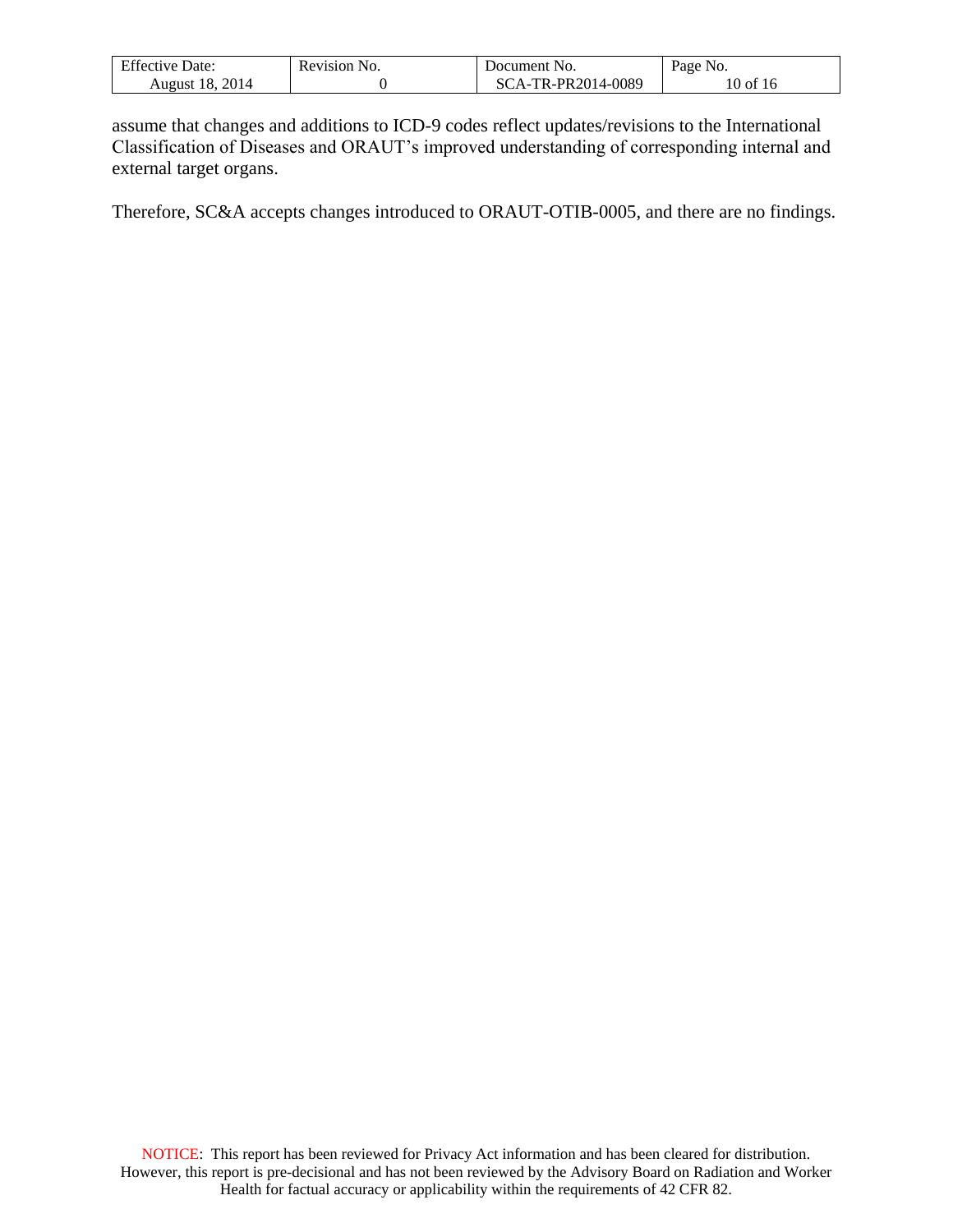assume that changes and additions to ICD-9 codes reflect updates/revisions to the International Classification of Diseases and ORAUT's improved understanding of corresponding internal and external target organs.

Therefore, SC&A accepts changes introduced to ORAUT-OTIB-0005, and there are no findings.

NOTICE: This report has been reviewed for Privacy Act information and has been cleared for distribution. However, this report is pre-decisional and has not been reviewed by the Advisory Board on Radiation and Worker Health for factual accuracy or applicability within the requirements of 42 CFR 82.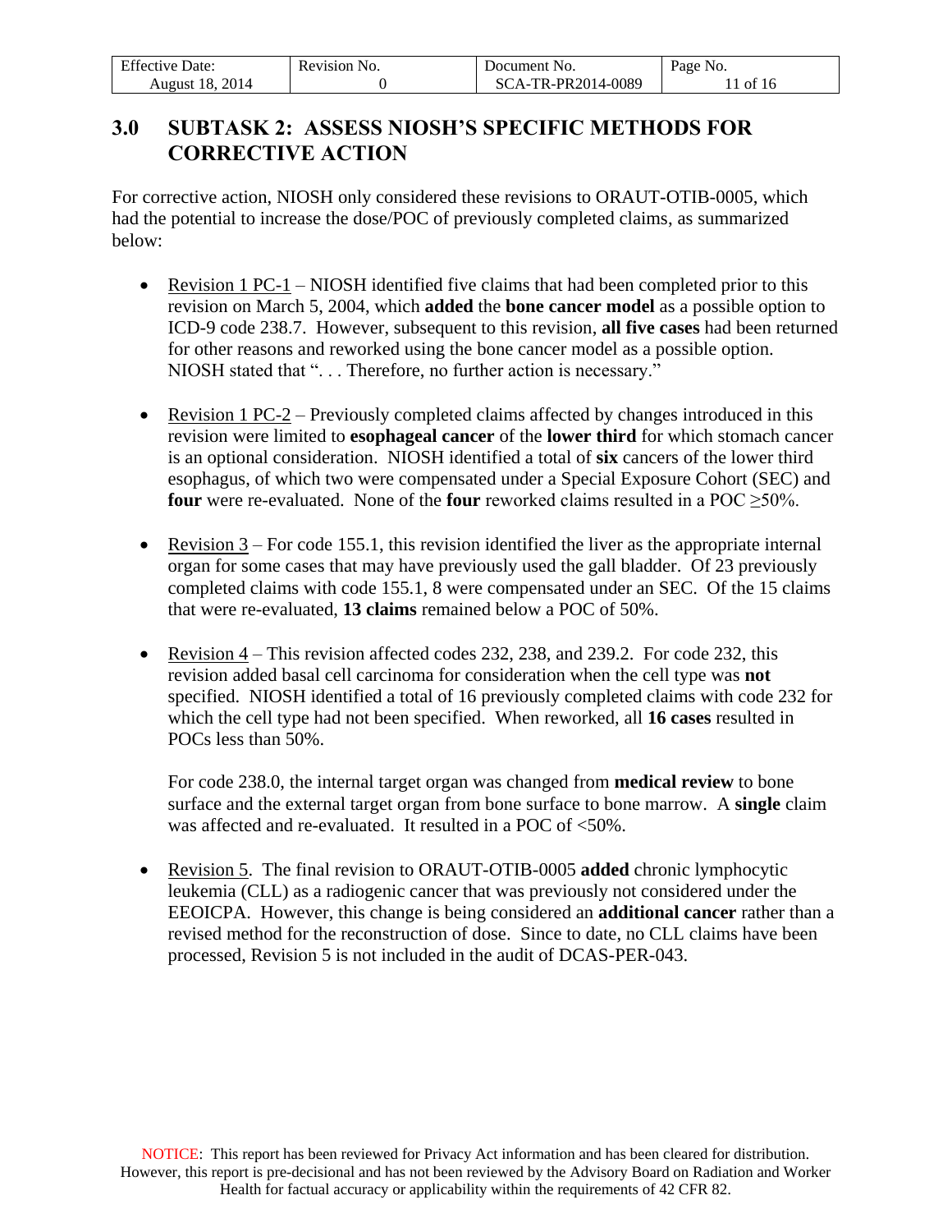## 3.0 SUBTASK 2: ASSESS NIOSH'S SPECIFIC METHODS FOR CORRECTIVE ACTION

For corrective action, NIOSH only considered these revisions to ORAUT-OTIB-0005, which had the potential to increase the dose/POC of previously completed claims, as summarized below:

- Revision 1 PC-1 – NIOSH identified five claims that had been completed prior to this revision on March 5, 2004, which **added** the **bone cancer model** as a possible option to ICD-9 code 238.7. However, subsequent to this revision, **all five cases** had been returned for other reasons and reworked using the bone cancer model as a possible option. NIOSH stated that ". . . Therefore, no further action is necessary."

- Revision 1 PC-2 – Previously completed claims affected by changes introduced in this revision were limited to **esophageal cancer** of the **lower third** for which stomach cancer is an optional consideration. NIOSH identified a total of **six** cancers of the lower third esophagus, of which two were compensated under a Special Exposure Cohort (SEC) and **four** were re-evaluated. None of the **four** reworked claims resulted in a POC ≥50%.

- Revision 3 – For code 155.1, this revision identified the liver as the appropriate internal organ for some cases that may have previously used the gall bladder. Of 23 previously completed claims with code 155.1, 8 were compensated under an SEC. Of the 15 claims that were re-evaluated, **13 claims** remained below a POC of 50%.

- Revision 4 – This revision affected codes 232, 238, and 239.2. For code 232, this revision added basal cell carcinoma for consideration when the cell type was **not** specified. NIOSH identified a total of 16 previously completed claims with code 232 for which the cell type had not been specified. When reworked, all **16 cases** resulted in POCs less than 50%.

  For code 238.0, the internal target organ was changed from **medical review** to bone surface and the external target organ from bone surface to bone marrow. A **single** claim was affected and re-evaluated. It resulted in a POC of <50%.

- Revision 5. The final revision to ORAUT-OTIB-0005 **added** chronic lymphocytic leukemia (CLL) as a radiogenic cancer that was previously not considered under the EEOICPA. However, this change is being considered an **additional cancer** rather than a revised method for the reconstruction of dose. Since to date, no CLL claims have been processed, Revision 5 is not included in the audit of DCAS-PER-043.

NOTICE: This report has been reviewed for Privacy Act information and has been cleared for distribution. However, this report is pre-decisional and has not been reviewed by the Advisory Board on Radiation and Worker Health for factual accuracy or applicability within the requirements of 42 CFR 82.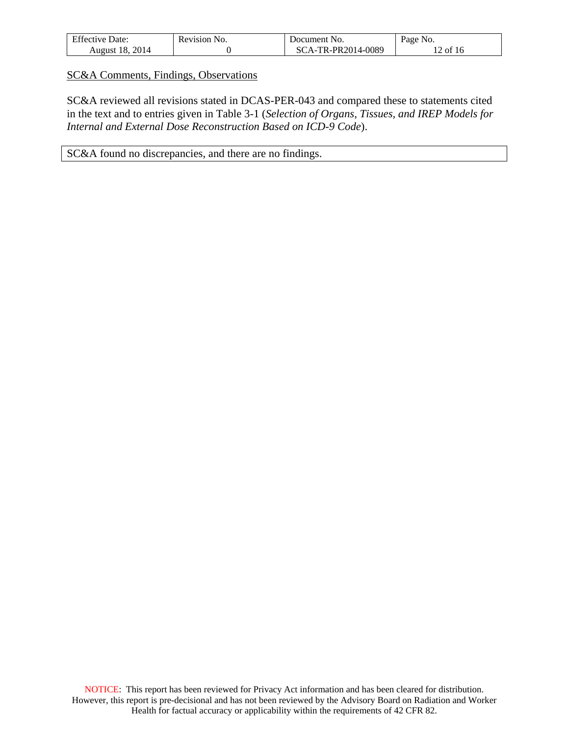SC&A Comments, Findings, Observations

SC&A reviewed all revisions stated in DCAS-PER-043 and compared these to statements cited in the text and to entries given in Table 3-1 (*Selection of Organs, Tissues, and IREP Models for Internal and External Dose Reconstruction Based on ICD-9 Code*).

| SC&A found no discrepancies, and there are no findings. |
|---|

NOTICE: This report has been reviewed for Privacy Act information and has been cleared for distribution. However, this report is pre-decisional and has not been reviewed by the Advisory Board on Radiation and Worker Health for factual accuracy or applicability within the requirements of 42 CFR 82.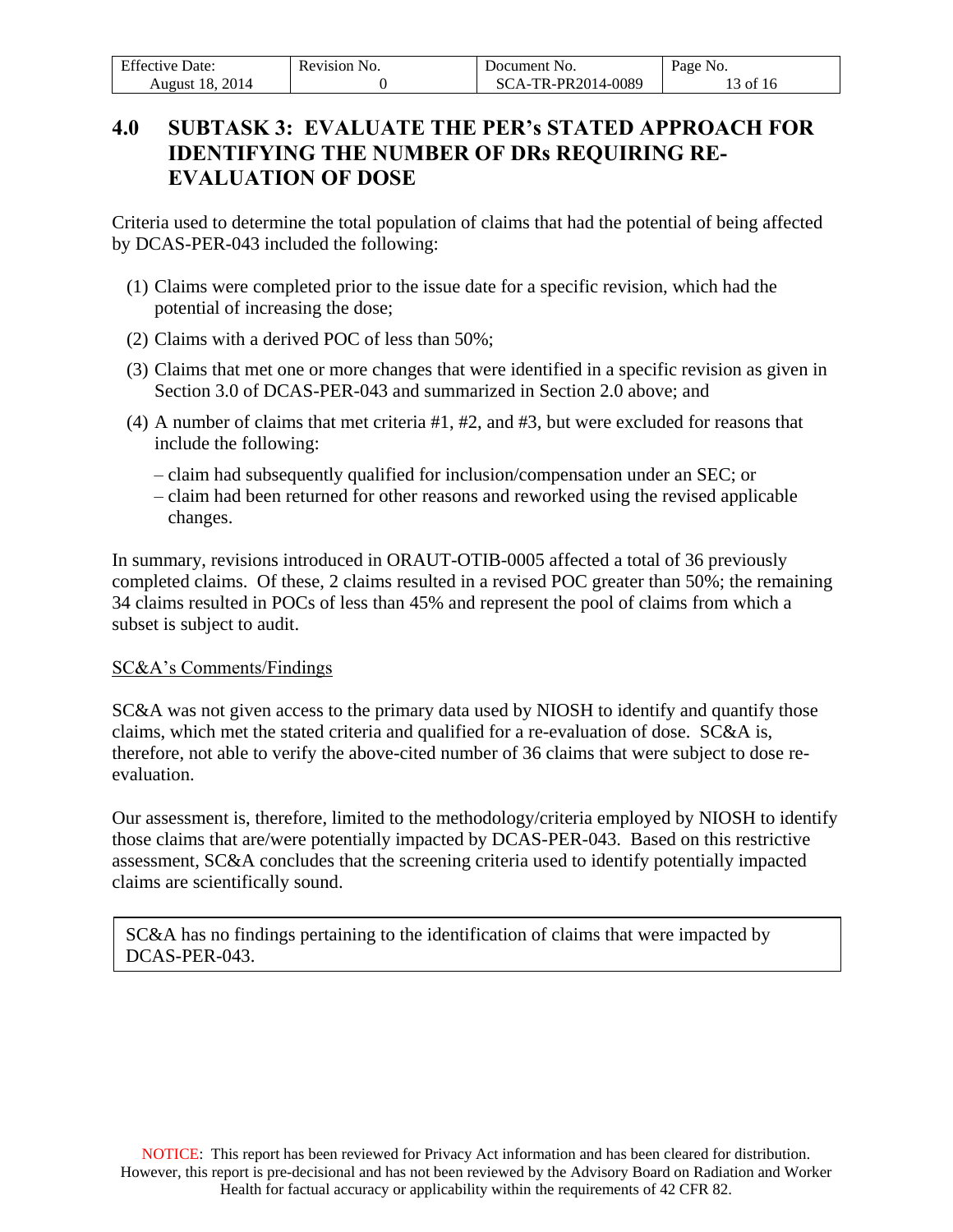## 4.0 SUBTASK 3: EVALUATE THE PER's STATED APPROACH FOR IDENTIFYING THE NUMBER OF DRs REQUIRING RE-EVALUATION OF DOSE

Criteria used to determine the total population of claims that had the potential of being affected by DCAS-PER-043 included the following:

1. Claims were completed prior to the issue date for a specific revision, which had the potential of increasing the dose;
2. Claims with a derived POC of less than 50%;
3. Claims that met one or more changes that were identified in a specific revision as given in Section 3.0 of DCAS-PER-043 and summarized in Section 2.0 above; and
4. A number of claims that met criteria #1, #2, and #3, but were excluded for reasons that include the following:
   - claim had subsequently qualified for inclusion/compensation under an SEC; or
   - claim had been returned for other reasons and reworked using the revised applicable changes.

In summary, revisions introduced in ORAUT-OTIB-0005 affected a total of 36 previously completed claims. Of these, 2 claims resulted in a revised POC greater than 50%; the remaining 34 claims resulted in POCs of less than 45% and represent the pool of claims from which a subset is subject to audit.

<u>SC&A's Comments/Findings</u>

SC&A was not given access to the primary data used by NIOSH to identify and quantify those claims, which met the stated criteria and qualified for a re-evaluation of dose. SC&A is, therefore, not able to verify the above-cited number of 36 claims that were subject to dose re-evaluation.

Our assessment is, therefore, limited to the methodology/criteria employed by NIOSH to identify those claims that are/were potentially impacted by DCAS-PER-043. Based on this restrictive assessment, SC&A concludes that the screening criteria used to identify potentially impacted claims are scientifically sound.

| SC&A has no findings pertaining to the identification of claims that were impacted by DCAS-PER-043. |
|---|

NOTICE: This report has been reviewed for Privacy Act information and has been cleared for distribution. However, this report is pre-decisional and has not been reviewed by the Advisory Board on Radiation and Worker Health for factual accuracy or applicability within the requirements of 42 CFR 82.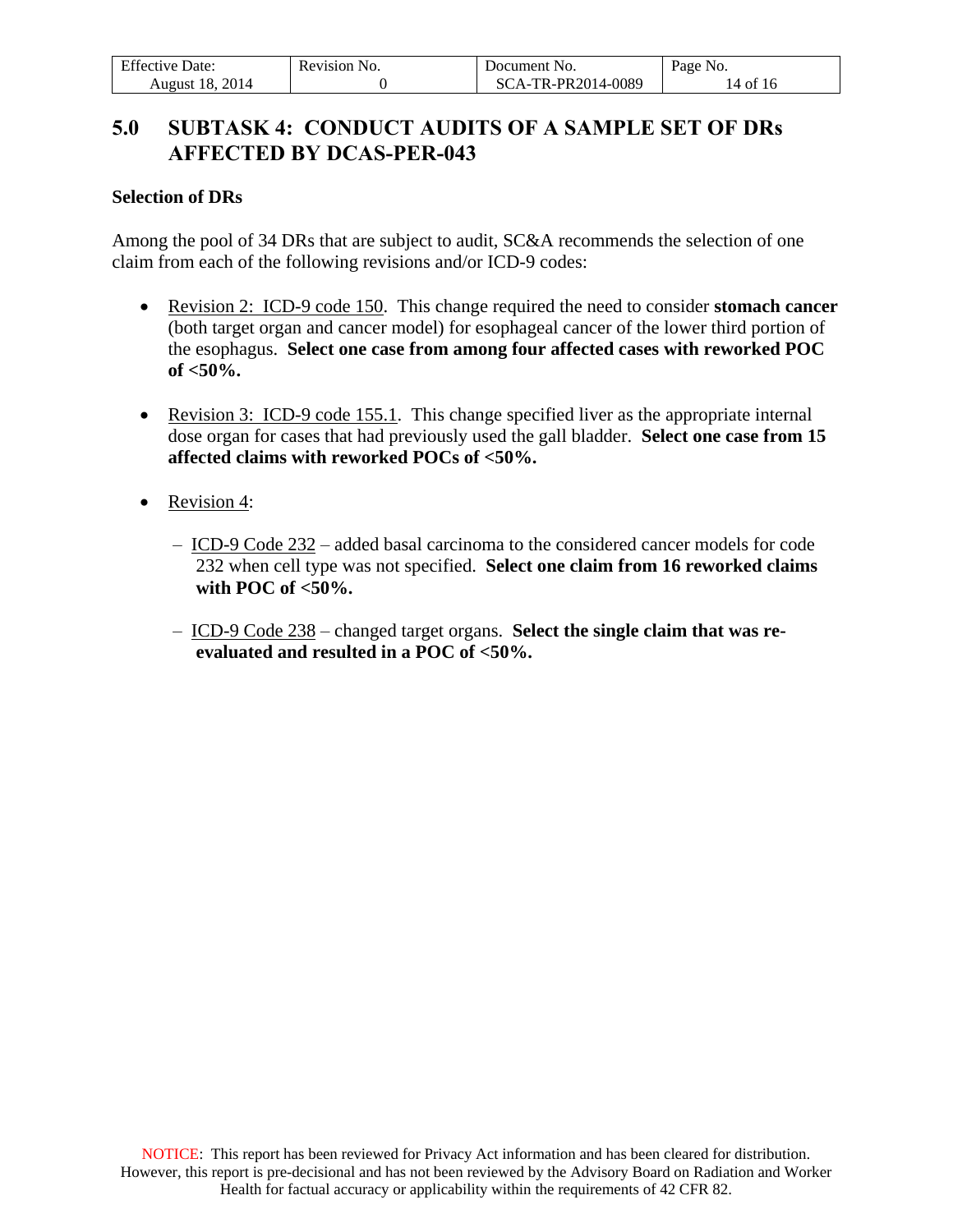## 5.0 SUBTASK 4: CONDUCT AUDITS OF A SAMPLE SET OF DRs AFFECTED BY DCAS-PER-043

**Selection of DRs**

Among the pool of 34 DRs that are subject to audit, SC&A recommends the selection of one claim from each of the following revisions and/or ICD-9 codes:

- Revision 2: ICD-9 code 150. This change required the need to consider **stomach cancer** (both target organ and cancer model) for esophageal cancer of the lower third portion of the esophagus. **Select one case from among four affected cases with reworked POC of <50%.**

- Revision 3: ICD-9 code 155.1. This change specified liver as the appropriate internal dose organ for cases that had previously used the gall bladder. **Select one case from 15 affected claims with reworked POCs of <50%.**

- Revision 4:

  – ICD-9 Code 232 – added basal carcinoma to the considered cancer models for code 232 when cell type was not specified. **Select one claim from 16 reworked claims with POC of <50%.**

  – ICD-9 Code 238 – changed target organs. **Select the single claim that was re-evaluated and resulted in a POC of <50%.**

NOTICE: This report has been reviewed for Privacy Act information and has been cleared for distribution. However, this report is pre-decisional and has not been reviewed by the Advisory Board on Radiation and Worker Health for factual accuracy or applicability within the requirements of 42 CFR 82.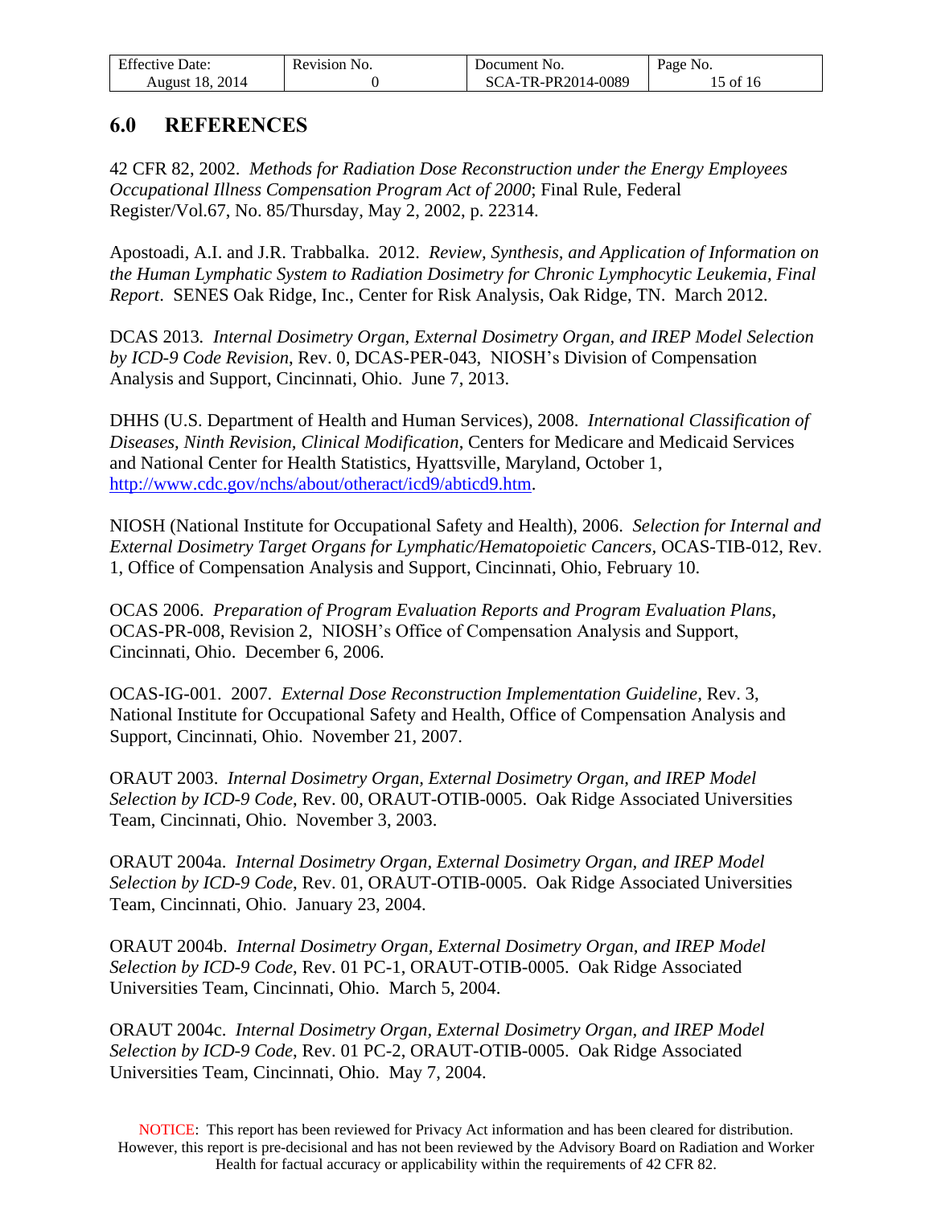## 6.0 REFERENCES

42 CFR 82, 2002. *Methods for Radiation Dose Reconstruction under the Energy Employees Occupational Illness Compensation Program Act of 2000*; Final Rule, Federal Register/Vol.67, No. 85/Thursday, May 2, 2002, p. 22314.

Apostoadi, A.I. and J.R. Trabbalka. 2012. *Review, Synthesis, and Application of Information on the Human Lymphatic System to Radiation Dosimetry for Chronic Lymphocytic Leukemia, Final Report*. SENES Oak Ridge, Inc., Center for Risk Analysis, Oak Ridge, TN. March 2012.

DCAS 2013. *Internal Dosimetry Organ, External Dosimetry Organ, and IREP Model Selection by ICD-9 Code Revision*, Rev. 0, DCAS-PER-043, NIOSH's Division of Compensation Analysis and Support, Cincinnati, Ohio. June 7, 2013.

DHHS (U.S. Department of Health and Human Services), 2008. *International Classification of Diseases, Ninth Revision, Clinical Modification*, Centers for Medicare and Medicaid Services and National Center for Health Statistics, Hyattsville, Maryland, October 1, http://www.cdc.gov/nchs/about/otheract/icd9/abticd9.htm.

NIOSH (National Institute for Occupational Safety and Health), 2006. *Selection for Internal and External Dosimetry Target Organs for Lymphatic/Hematopoietic Cancers*, OCAS-TIB-012, Rev. 1, Office of Compensation Analysis and Support, Cincinnati, Ohio, February 10.

OCAS 2006. *Preparation of Program Evaluation Reports and Program Evaluation Plans*, OCAS-PR-008, Revision 2, NIOSH's Office of Compensation Analysis and Support, Cincinnati, Ohio. December 6, 2006.

OCAS-IG-001. 2007. *External Dose Reconstruction Implementation Guideline*, Rev. 3, National Institute for Occupational Safety and Health, Office of Compensation Analysis and Support, Cincinnati, Ohio. November 21, 2007.

ORAUT 2003. *Internal Dosimetry Organ, External Dosimetry Organ, and IREP Model Selection by ICD-9 Code*, Rev. 00, ORAUT-OTIB-0005. Oak Ridge Associated Universities Team, Cincinnati, Ohio. November 3, 2003.

ORAUT 2004a. *Internal Dosimetry Organ, External Dosimetry Organ, and IREP Model Selection by ICD-9 Code*, Rev. 01, ORAUT-OTIB-0005. Oak Ridge Associated Universities Team, Cincinnati, Ohio. January 23, 2004.

ORAUT 2004b. *Internal Dosimetry Organ, External Dosimetry Organ, and IREP Model Selection by ICD-9 Code*, Rev. 01 PC-1, ORAUT-OTIB-0005. Oak Ridge Associated Universities Team, Cincinnati, Ohio. March 5, 2004.

ORAUT 2004c. *Internal Dosimetry Organ, External Dosimetry Organ, and IREP Model Selection by ICD-9 Code*, Rev. 01 PC-2, ORAUT-OTIB-0005. Oak Ridge Associated Universities Team, Cincinnati, Ohio. May 7, 2004.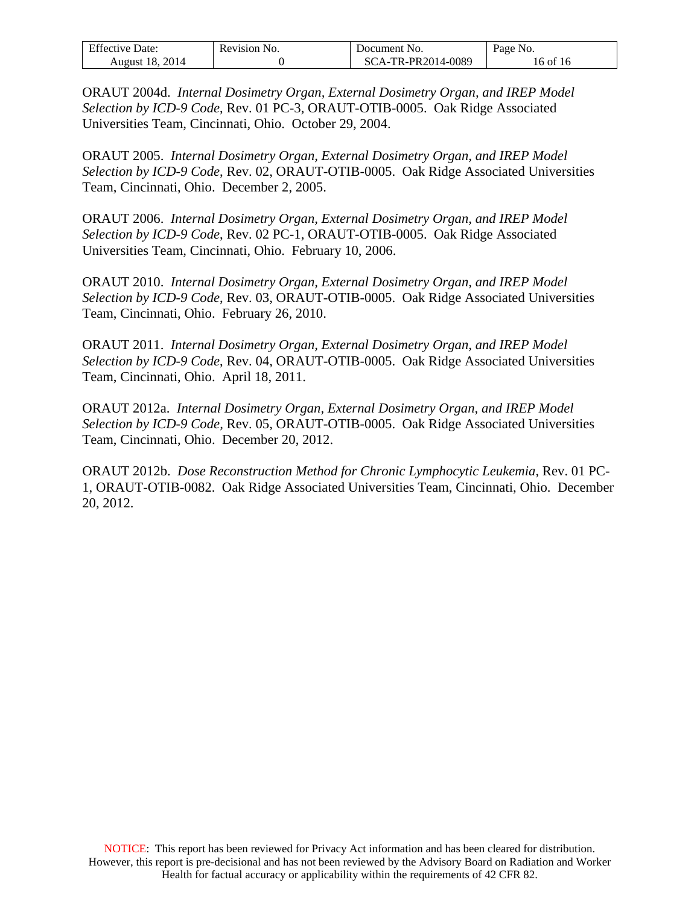ORAUT 2004d. *Internal Dosimetry Organ, External Dosimetry Organ, and IREP Model Selection by ICD-9 Code*, Rev. 01 PC-3, ORAUT-OTIB-0005. Oak Ridge Associated Universities Team, Cincinnati, Ohio. October 29, 2004.

ORAUT 2005. *Internal Dosimetry Organ, External Dosimetry Organ, and IREP Model Selection by ICD-9 Code*, Rev. 02, ORAUT-OTIB-0005. Oak Ridge Associated Universities Team, Cincinnati, Ohio. December 2, 2005.

ORAUT 2006. *Internal Dosimetry Organ, External Dosimetry Organ, and IREP Model Selection by ICD-9 Code*, Rev. 02 PC-1, ORAUT-OTIB-0005. Oak Ridge Associated Universities Team, Cincinnati, Ohio. February 10, 2006.

ORAUT 2010. *Internal Dosimetry Organ, External Dosimetry Organ, and IREP Model Selection by ICD-9 Code*, Rev. 03, ORAUT-OTIB-0005. Oak Ridge Associated Universities Team, Cincinnati, Ohio. February 26, 2010.

ORAUT 2011. *Internal Dosimetry Organ, External Dosimetry Organ, and IREP Model Selection by ICD-9 Code*, Rev. 04, ORAUT-OTIB-0005. Oak Ridge Associated Universities Team, Cincinnati, Ohio. April 18, 2011.

ORAUT 2012a. *Internal Dosimetry Organ, External Dosimetry Organ, and IREP Model Selection by ICD-9 Code*, Rev. 05, ORAUT-OTIB-0005. Oak Ridge Associated Universities Team, Cincinnati, Ohio. December 20, 2012.

ORAUT 2012b. *Dose Reconstruction Method for Chronic Lymphocytic Leukemia*, Rev. 01 PC-1, ORAUT-OTIB-0082. Oak Ridge Associated Universities Team, Cincinnati, Ohio. December 20, 2012.